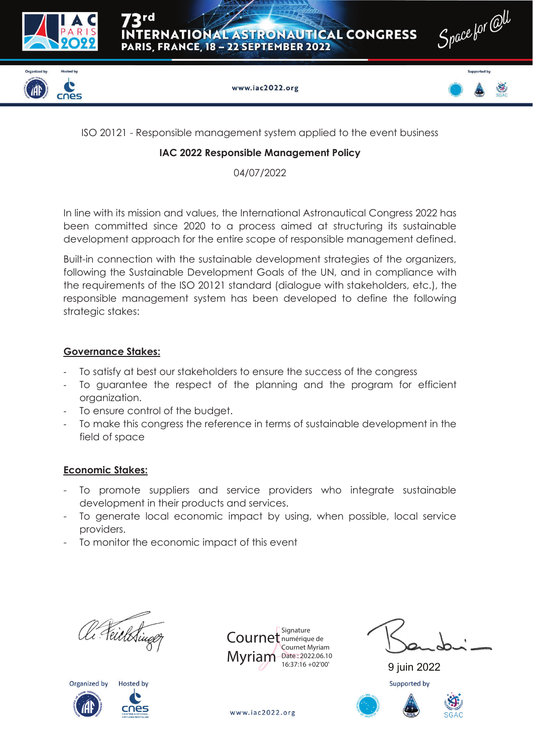ISO 20121 - Responsible management system applied to the event business

**IAC 2022 Responsible Management Policy**

04/07/2022

In line with its mission and values, the International Astronautical Congress 2022 has been committed since 2020 to a process aimed at structuring its sustainable development approach for the entire scope of responsible management defined.

Built-in connection with the sustainable development strategies of the organizers, following the Sustainable Development Goals of the UN, and in compliance with the requirements of the ISO 20121 standard (dialogue with stakeholders, etc.), the responsible management system has been developed to define the following strategic stakes:

**<u>Governance Stakes:</u>**

- To satisfy at best our stakeholders to ensure the success of the congress
- To guarantee the respect of the planning and the program for efficient organization.
- To ensure control of the budget.
- To make this congress the reference in terms of sustainable development in the field of space

**<u>Economic Stakes:</u>**

- To promote suppliers and service providers who integrate sustainable development in their products and services.
- To generate local economic impact by using, when possible, local service providers.
- To monitor the economic impact of this event

Cournet Myriam — Signature numérique de Cournet Myriam Date : 2022.06.10 16:37:16 +02'00'

9 juin 2022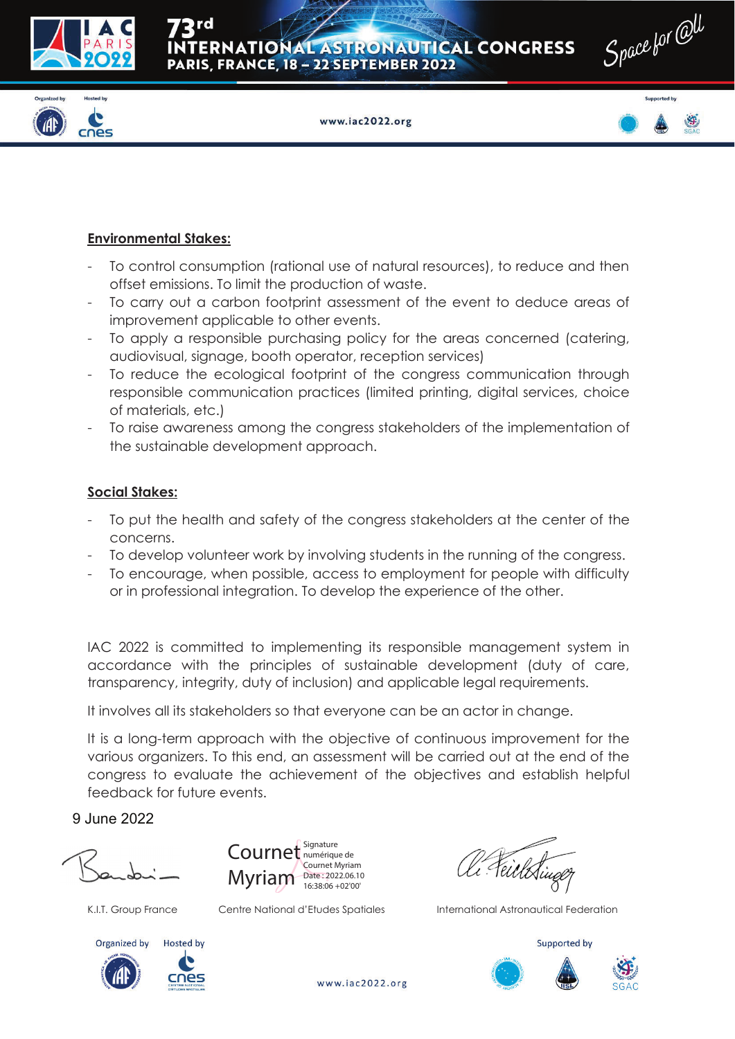**Environmental Stakes:**

- To control consumption (rational use of natural resources), to reduce and then offset emissions. To limit the production of waste.
- To carry out a carbon footprint assessment of the event to deduce areas of improvement applicable to other events.
- To apply a responsible purchasing policy for the areas concerned (catering, audiovisual, signage, booth operator, reception services)
- To reduce the ecological footprint of the congress communication through responsible communication practices (limited printing, digital services, choice of materials, etc.)
- To raise awareness among the congress stakeholders of the implementation of the sustainable development approach.

**Social Stakes:**

- To put the health and safety of the congress stakeholders at the center of the concerns.
- To develop volunteer work by involving students in the running of the congress.
- To encourage, when possible, access to employment for people with difficulty or in professional integration. To develop the experience of the other.

IAC 2022 is committed to implementing its responsible management system in accordance with the principles of sustainable development (duty of care, transparency, integrity, duty of inclusion) and applicable legal requirements.

It involves all its stakeholders so that everyone can be an actor in change.

It is a long-term approach with the objective of continuous improvement for the various organizers. To this end, an assessment will be carried out at the end of the congress to evaluate the achievement of the objectives and establish helpful feedback for future events.

9 June 2022

| | | |
|---|---|---|
| | Cournet Myriam — Signature numérique de Cournet Myriam Date : 2022.06.10 16:38:06 +02'00' | |
| K.I.T. Group France | Centre National d'Etudes Spatiales | International Astronautical Federation |